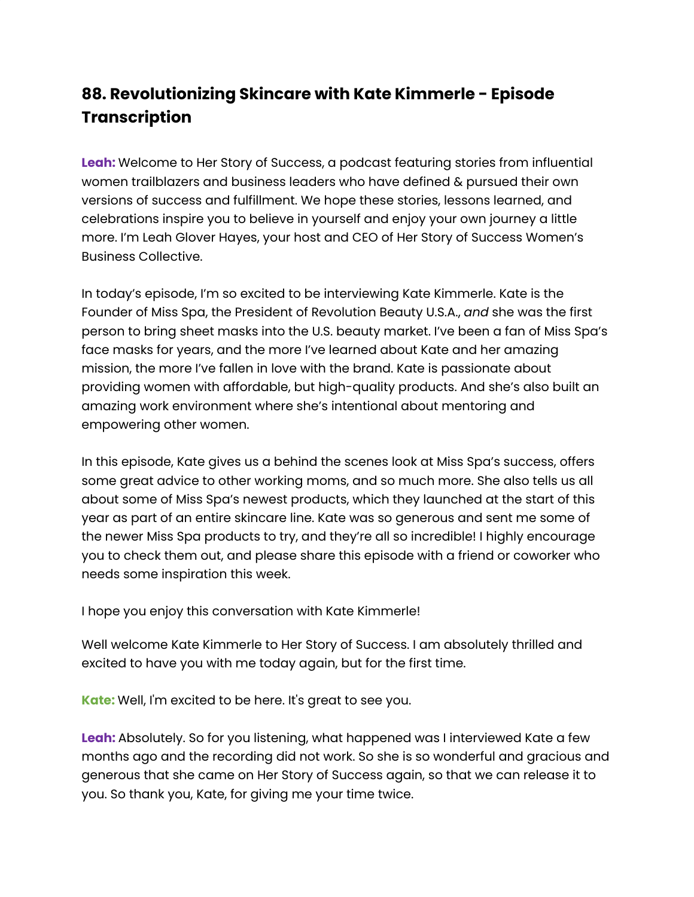## 88. Revolutionizing Skincare with Kate Kimmerle - Episode Transcription

**Leah:** Welcome to Her Story of Success, a podcast featuring stories from influential women trailblazers and business leaders who have defined & pursued their own versions of success and fulfillment. We hope these stories, lessons learned, and celebrations inspire you to believe in yourself and enjoy your own journey a little more. I'm Leah Glover Hayes, your host and CEO of Her Story of Success Women's Business Collective.

In today's episode, I'm so excited to be interviewing Kate Kimmerle. Kate is the Founder of Miss Spa, the President of Revolution Beauty U.S.A., *and* she was the first person to bring sheet masks into the U.S. beauty market. I've been a fan of Miss Spa's face masks for years, and the more I've learned about Kate and her amazing mission, the more I've fallen in love with the brand. Kate is passionate about providing women with affordable, but high-quality products. And she's also built an amazing work environment where she's intentional about mentoring and empowering other women.

In this episode, Kate gives us a behind the scenes look at Miss Spa's success, offers some great advice to other working moms, and so much more. She also tells us all about some of Miss Spa's newest products, which they launched at the start of this year as part of an entire skincare line. Kate was so generous and sent me some of the newer Miss Spa products to try, and they're all so incredible! I highly encourage you to check them out, and please share this episode with a friend or coworker who needs some inspiration this week.

I hope you enjoy this conversation with Kate Kimmerle!

Well welcome Kate Kimmerle to Her Story of Success. I am absolutely thrilled and excited to have you with me today again, but for the first time.

**Kate:** Well, I'm excited to be here. It's great to see you.

**Leah:** Absolutely. So for you listening, what happened was I interviewed Kate a few months ago and the recording did not work. So she is so wonderful and gracious and generous that she came on Her Story of Success again, so that we can release it to you. So thank you, Kate, for giving me your time twice.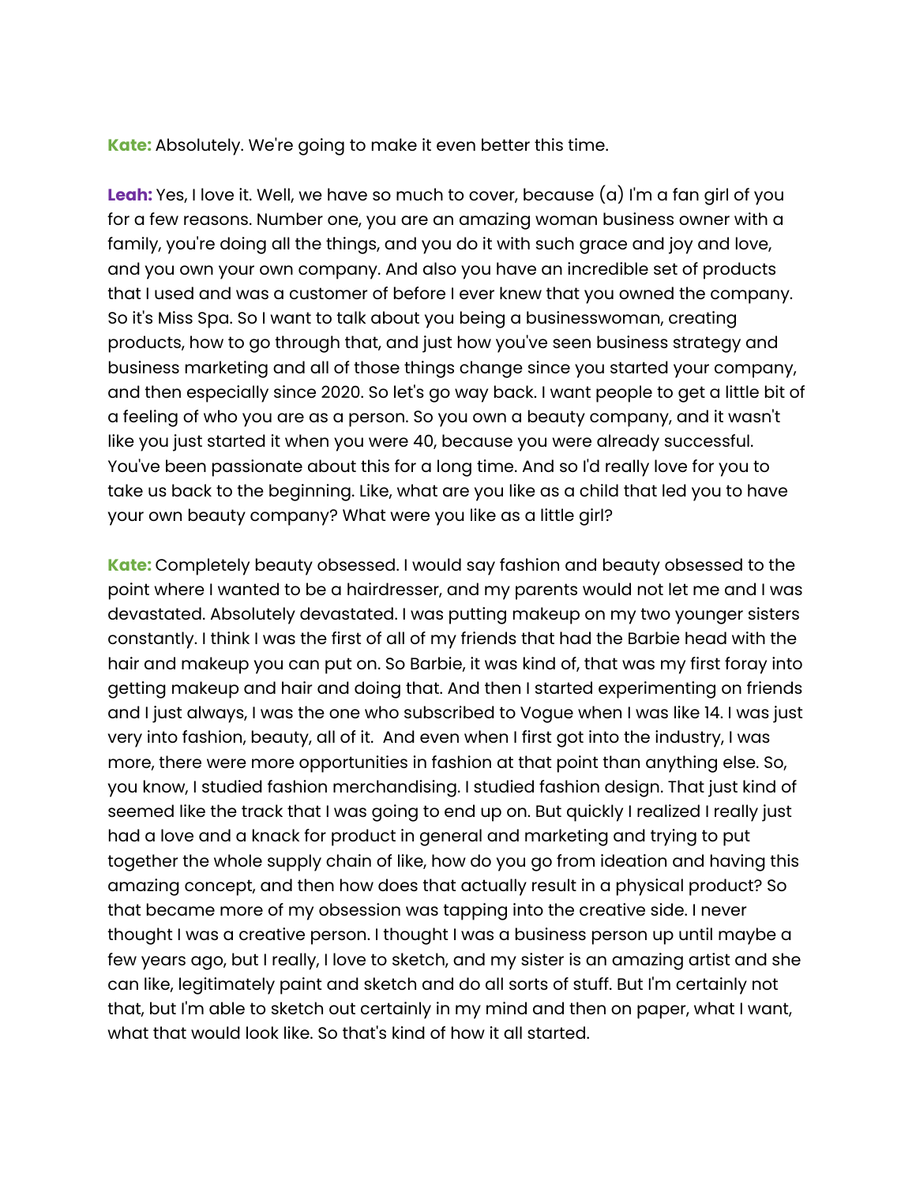**Kate:** Absolutely. We're going to make it even better this time.

**Leah:** Yes, I love it. Well, we have so much to cover, because (a) I'm a fan girl of you for a few reasons. Number one, you are an amazing woman business owner with a family, you're doing all the things, and you do it with such grace and joy and love, and you own your own company. And also you have an incredible set of products that I used and was a customer of before I ever knew that you owned the company. So it's Miss Spa. So I want to talk about you being a businesswoman, creating products, how to go through that, and just how you've seen business strategy and business marketing and all of those things change since you started your company, and then especially since 2020. So let's go way back. I want people to get a little bit of a feeling of who you are as a person. So you own a beauty company, and it wasn't like you just started it when you were 40, because you were already successful. You've been passionate about this for a long time. And so I'd really love for you to take us back to the beginning. Like, what are you like as a child that led you to have your own beauty company? What were you like as a little girl?

**Kate:** Completely beauty obsessed. I would say fashion and beauty obsessed to the point where I wanted to be a hairdresser, and my parents would not let me and I was devastated. Absolutely devastated. I was putting makeup on my two younger sisters constantly. I think I was the first of all of my friends that had the Barbie head with the hair and makeup you can put on. So Barbie, it was kind of, that was my first foray into getting makeup and hair and doing that. And then I started experimenting on friends and I just always, I was the one who subscribed to Vogue when I was like 14. I was just very into fashion, beauty, all of it. And even when I first got into the industry, I was more, there were more opportunities in fashion at that point than anything else. So, you know, I studied fashion merchandising. I studied fashion design. That just kind of seemed like the track that I was going to end up on. But quickly I realized I really just had a love and a knack for product in general and marketing and trying to put together the whole supply chain of like, how do you go from ideation and having this amazing concept, and then how does that actually result in a physical product? So that became more of my obsession was tapping into the creative side. I never thought I was a creative person. I thought I was a business person up until maybe a few years ago, but I really, I love to sketch, and my sister is an amazing artist and she can like, legitimately paint and sketch and do all sorts of stuff. But I'm certainly not that, but I'm able to sketch out certainly in my mind and then on paper, what I want, what that would look like. So that's kind of how it all started.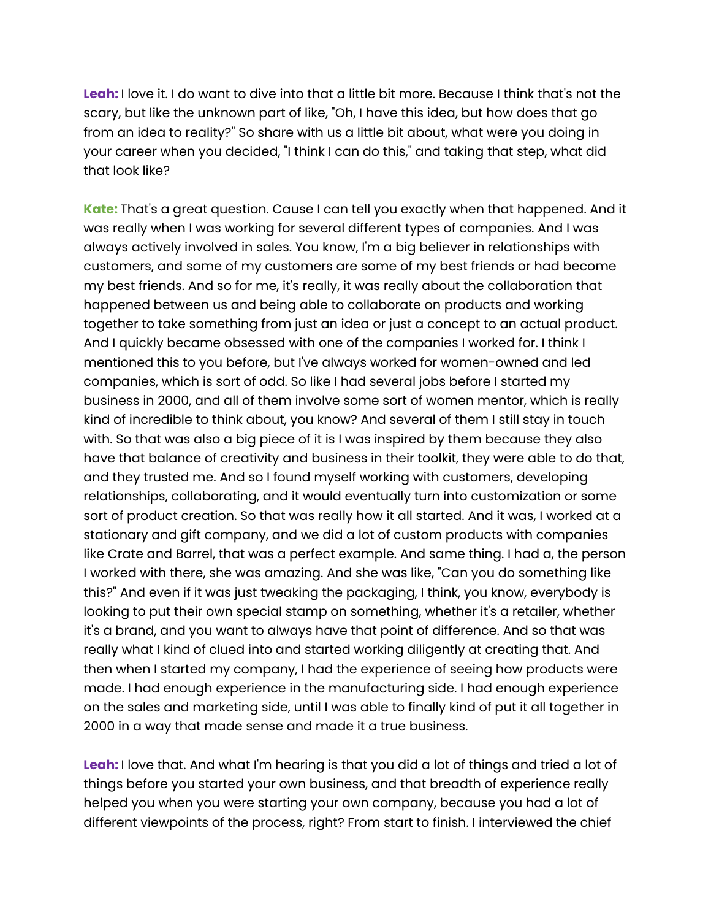**Leah:** I love it. I do want to dive into that a little bit more. Because I think that's not the scary, but like the unknown part of like, "Oh, I have this idea, but how does that go from an idea to reality?" So share with us a little bit about, what were you doing in your career when you decided, "I think I can do this," and taking that step, what did that look like?

**Kate:** That's a great question. Cause I can tell you exactly when that happened. And it was really when I was working for several different types of companies. And I was always actively involved in sales. You know, I'm a big believer in relationships with customers, and some of my customers are some of my best friends or had become my best friends. And so for me, it's really, it was really about the collaboration that happened between us and being able to collaborate on products and working together to take something from just an idea or just a concept to an actual product. And I quickly became obsessed with one of the companies I worked for. I think I mentioned this to you before, but I've always worked for women-owned and led companies, which is sort of odd. So like I had several jobs before I started my business in 2000, and all of them involve some sort of women mentor, which is really kind of incredible to think about, you know? And several of them I still stay in touch with. So that was also a big piece of it is I was inspired by them because they also have that balance of creativity and business in their toolkit, they were able to do that, and they trusted me. And so I found myself working with customers, developing relationships, collaborating, and it would eventually turn into customization or some sort of product creation. So that was really how it all started. And it was, I worked at a stationary and gift company, and we did a lot of custom products with companies like Crate and Barrel, that was a perfect example. And same thing. I had a, the person I worked with there, she was amazing. And she was like, "Can you do something like this?" And even if it was just tweaking the packaging, I think, you know, everybody is looking to put their own special stamp on something, whether it's a retailer, whether it's a brand, and you want to always have that point of difference. And so that was really what I kind of clued into and started working diligently at creating that. And then when I started my company, I had the experience of seeing how products were made. I had enough experience in the manufacturing side. I had enough experience on the sales and marketing side, until I was able to finally kind of put it all together in 2000 in a way that made sense and made it a true business.

**Leah:** I love that. And what I'm hearing is that you did a lot of things and tried a lot of things before you started your own business, and that breadth of experience really helped you when you were starting your own company, because you had a lot of different viewpoints of the process, right? From start to finish. I interviewed the chief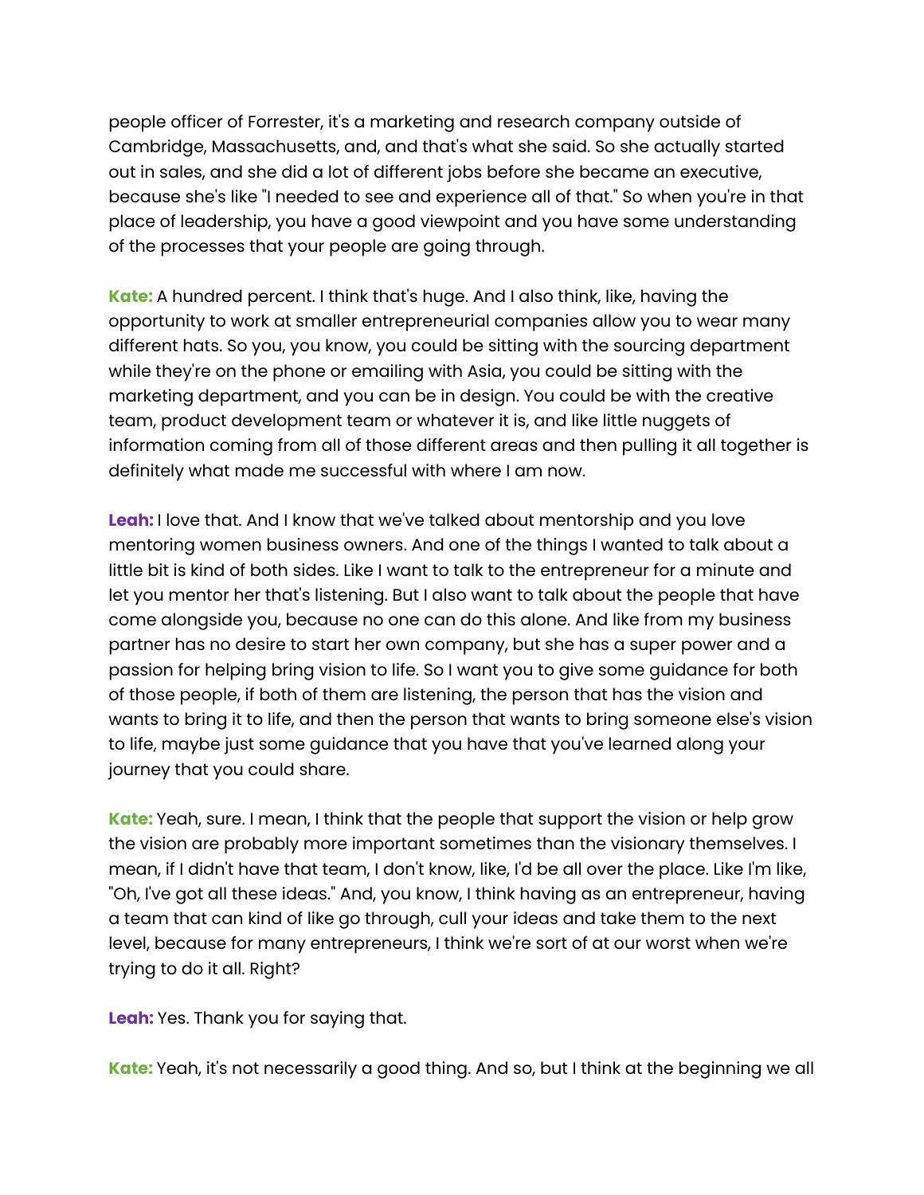people officer of Forrester, it's a marketing and research company outside of Cambridge, Massachusetts, and, and that's what she said. So she actually started out in sales, and she did a lot of different jobs before she became an executive, because she's like "I needed to see and experience all of that." So when you're in that place of leadership, you have a good viewpoint and you have some understanding of the processes that your people are going through.

**Kate:** A hundred percent. I think that's huge. And I also think, like, having the opportunity to work at smaller entrepreneurial companies allow you to wear many different hats. So you, you know, you could be sitting with the sourcing department while they're on the phone or emailing with Asia, you could be sitting with the marketing department, and you can be in design. You could be with the creative team, product development team or whatever it is, and like little nuggets of information coming from all of those different areas and then pulling it all together is definitely what made me successful with where I am now.

**Leah:** I love that. And I know that we've talked about mentorship and you love mentoring women business owners. And one of the things I wanted to talk about a little bit is kind of both sides. Like I want to talk to the entrepreneur for a minute and let you mentor her that's listening. But I also want to talk about the people that have come alongside you, because no one can do this alone. And like from my business partner has no desire to start her own company, but she has a super power and a passion for helping bring vision to life. So I want you to give some guidance for both of those people, if both of them are listening, the person that has the vision and wants to bring it to life, and then the person that wants to bring someone else's vision to life, maybe just some guidance that you have that you've learned along your journey that you could share.

**Kate:** Yeah, sure. I mean, I think that the people that support the vision or help grow the vision are probably more important sometimes than the visionary themselves. I mean, if I didn't have that team, I don't know, like, I'd be all over the place. Like I'm like, "Oh, I've got all these ideas." And, you know, I think having as an entrepreneur, having a team that can kind of like go through, cull your ideas and take them to the next level, because for many entrepreneurs, I think we're sort of at our worst when we're trying to do it all. Right?

**Leah:** Yes. Thank you for saying that.

**Kate:** Yeah, it's not necessarily a good thing. And so, but I think at the beginning we all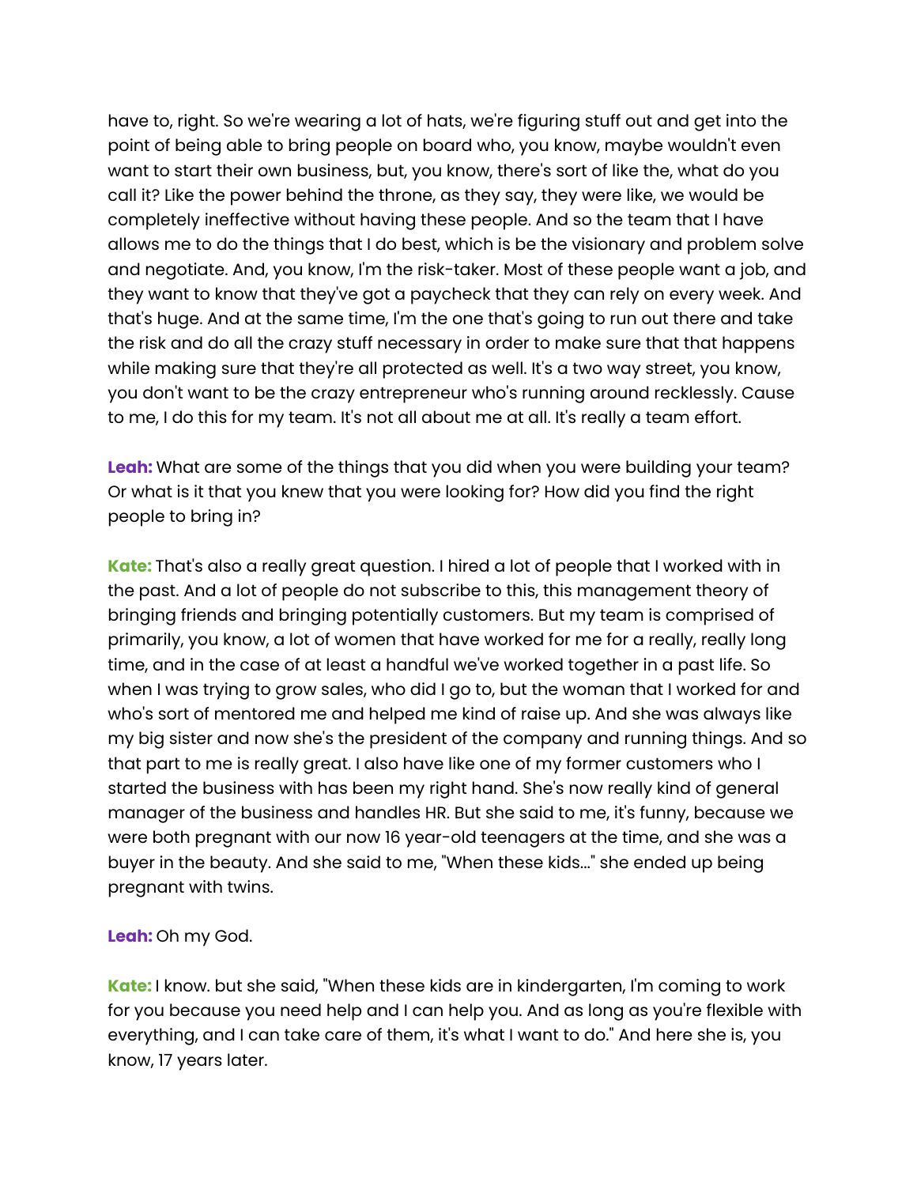have to, right. So we're wearing a lot of hats, we're figuring stuff out and get into the point of being able to bring people on board who, you know, maybe wouldn't even want to start their own business, but, you know, there's sort of like the, what do you call it? Like the power behind the throne, as they say, they were like, we would be completely ineffective without having these people. And so the team that I have allows me to do the things that I do best, which is be the visionary and problem solve and negotiate. And, you know, I'm the risk-taker. Most of these people want a job, and they want to know that they've got a paycheck that they can rely on every week. And that's huge. And at the same time, I'm the one that's going to run out there and take the risk and do all the crazy stuff necessary in order to make sure that that happens while making sure that they're all protected as well. It's a two way street, you know, you don't want to be the crazy entrepreneur who's running around recklessly. Cause to me, I do this for my team. It's not all about me at all. It's really a team effort.

**Leah:** What are some of the things that you did when you were building your team? Or what is it that you knew that you were looking for? How did you find the right people to bring in?

**Kate:** That's also a really great question. I hired a lot of people that I worked with in the past. And a lot of people do not subscribe to this, this management theory of bringing friends and bringing potentially customers. But my team is comprised of primarily, you know, a lot of women that have worked for me for a really, really long time, and in the case of at least a handful we've worked together in a past life. So when I was trying to grow sales, who did I go to, but the woman that I worked for and who's sort of mentored me and helped me kind of raise up. And she was always like my big sister and now she's the president of the company and running things. And so that part to me is really great. I also have like one of my former customers who I started the business with has been my right hand. She's now really kind of general manager of the business and handles HR. But she said to me, it's funny, because we were both pregnant with our now 16 year-old teenagers at the time, and she was a buyer in the beauty. And she said to me, "When these kids..." she ended up being pregnant with twins.

**Leah:** Oh my God.

**Kate:** I know. but she said, "When these kids are in kindergarten, I'm coming to work for you because you need help and I can help you. And as long as you're flexible with everything, and I can take care of them, it's what I want to do." And here she is, you know, 17 years later.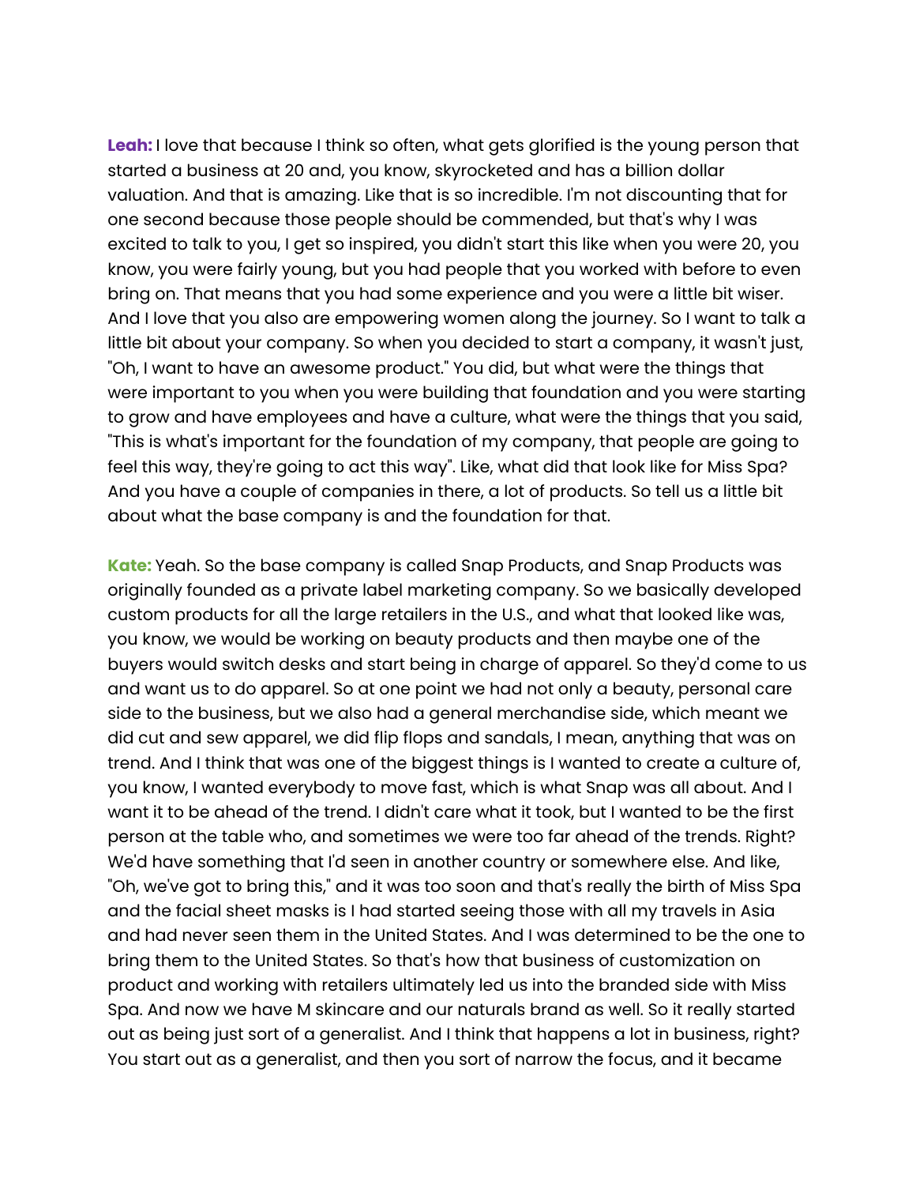**Leah:** I love that because I think so often, what gets glorified is the young person that started a business at 20 and, you know, skyrocketed and has a billion dollar valuation. And that is amazing. Like that is so incredible. I'm not discounting that for one second because those people should be commended, but that's why I was excited to talk to you, I get so inspired, you didn't start this like when you were 20, you know, you were fairly young, but you had people that you worked with before to even bring on. That means that you had some experience and you were a little bit wiser. And I love that you also are empowering women along the journey. So I want to talk a little bit about your company. So when you decided to start a company, it wasn't just, "Oh, I want to have an awesome product." You did, but what were the things that were important to you when you were building that foundation and you were starting to grow and have employees and have a culture, what were the things that you said, "This is what's important for the foundation of my company, that people are going to feel this way, they're going to act this way". Like, what did that look like for Miss Spa? And you have a couple of companies in there, a lot of products. So tell us a little bit about what the base company is and the foundation for that.

**Kate:** Yeah. So the base company is called Snap Products, and Snap Products was originally founded as a private label marketing company. So we basically developed custom products for all the large retailers in the U.S., and what that looked like was, you know, we would be working on beauty products and then maybe one of the buyers would switch desks and start being in charge of apparel. So they'd come to us and want us to do apparel. So at one point we had not only a beauty, personal care side to the business, but we also had a general merchandise side, which meant we did cut and sew apparel, we did flip flops and sandals, I mean, anything that was on trend. And I think that was one of the biggest things is I wanted to create a culture of, you know, I wanted everybody to move fast, which is what Snap was all about. And I want it to be ahead of the trend. I didn't care what it took, but I wanted to be the first person at the table who, and sometimes we were too far ahead of the trends. Right? We'd have something that I'd seen in another country or somewhere else. And like, "Oh, we've got to bring this," and it was too soon and that's really the birth of Miss Spa and the facial sheet masks is I had started seeing those with all my travels in Asia and had never seen them in the United States. And I was determined to be the one to bring them to the United States. So that's how that business of customization on product and working with retailers ultimately led us into the branded side with Miss Spa. And now we have M skincare and our naturals brand as well. So it really started out as being just sort of a generalist. And I think that happens a lot in business, right? You start out as a generalist, and then you sort of narrow the focus, and it became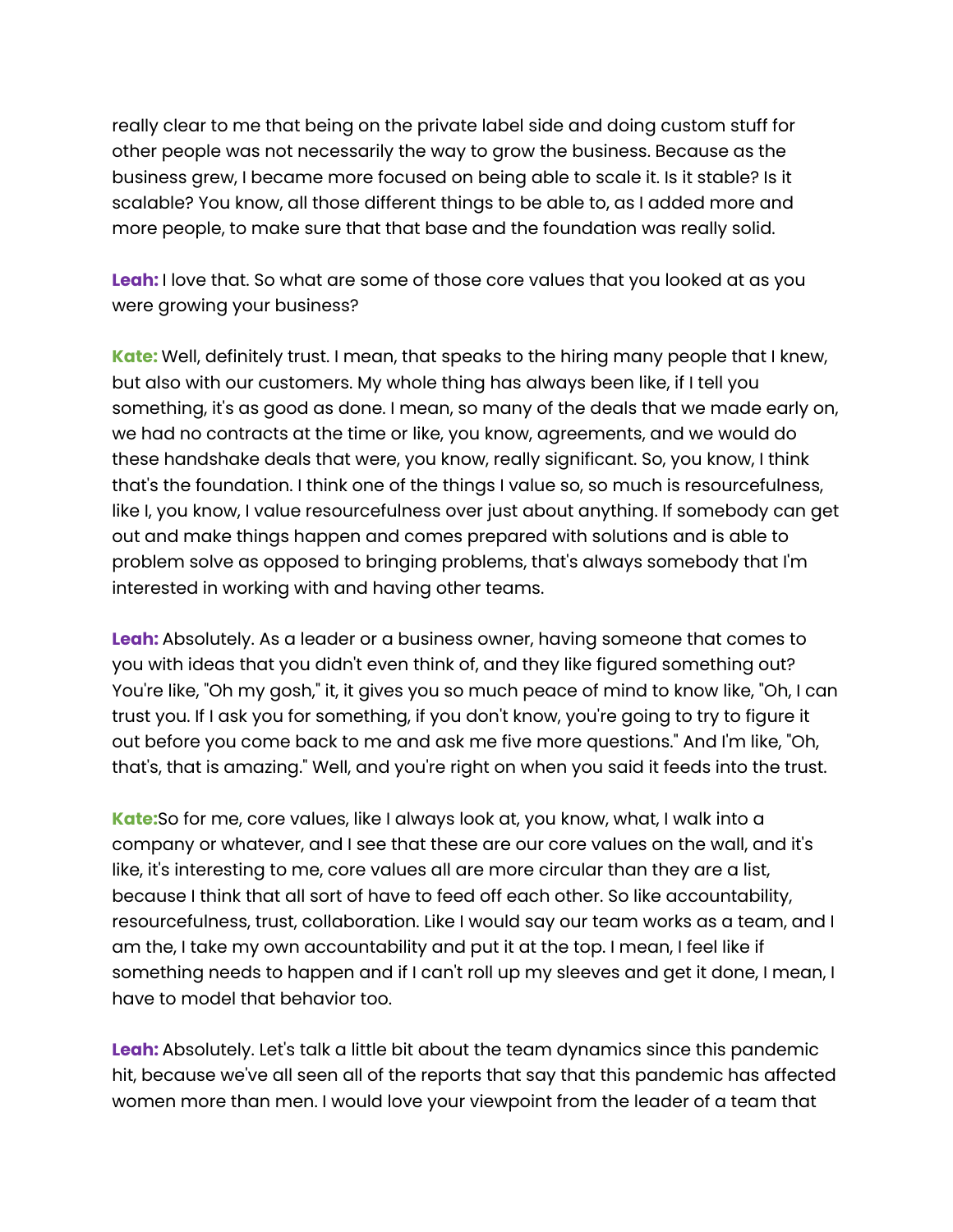really clear to me that being on the private label side and doing custom stuff for other people was not necessarily the way to grow the business. Because as the business grew, I became more focused on being able to scale it. Is it stable? Is it scalable? You know, all those different things to be able to, as I added more and more people, to make sure that that base and the foundation was really solid.

**Leah:** I love that. So what are some of those core values that you looked at as you were growing your business?

**Kate:** Well, definitely trust. I mean, that speaks to the hiring many people that I knew, but also with our customers. My whole thing has always been like, if I tell you something, it's as good as done. I mean, so many of the deals that we made early on, we had no contracts at the time or like, you know, agreements, and we would do these handshake deals that were, you know, really significant. So, you know, I think that's the foundation. I think one of the things I value so, so much is resourcefulness, like I, you know, I value resourcefulness over just about anything. If somebody can get out and make things happen and comes prepared with solutions and is able to problem solve as opposed to bringing problems, that's always somebody that I'm interested in working with and having other teams.

**Leah:** Absolutely. As a leader or a business owner, having someone that comes to you with ideas that you didn't even think of, and they like figured something out? You're like, "Oh my gosh," it, it gives you so much peace of mind to know like, "Oh, I can trust you. If I ask you for something, if you don't know, you're going to try to figure it out before you come back to me and ask me five more questions." And I'm like, "Oh, that's, that is amazing." Well, and you're right on when you said it feeds into the trust.

**Kate:** So for me, core values, like I always look at, you know, what, I walk into a company or whatever, and I see that these are our core values on the wall, and it's like, it's interesting to me, core values all are more circular than they are a list, because I think that all sort of have to feed off each other. So like accountability, resourcefulness, trust, collaboration. Like I would say our team works as a team, and I am the, I take my own accountability and put it at the top. I mean, I feel like if something needs to happen and if I can't roll up my sleeves and get it done, I mean, I have to model that behavior too.

**Leah:** Absolutely. Let's talk a little bit about the team dynamics since this pandemic hit, because we've all seen all of the reports that say that this pandemic has affected women more than men. I would love your viewpoint from the leader of a team that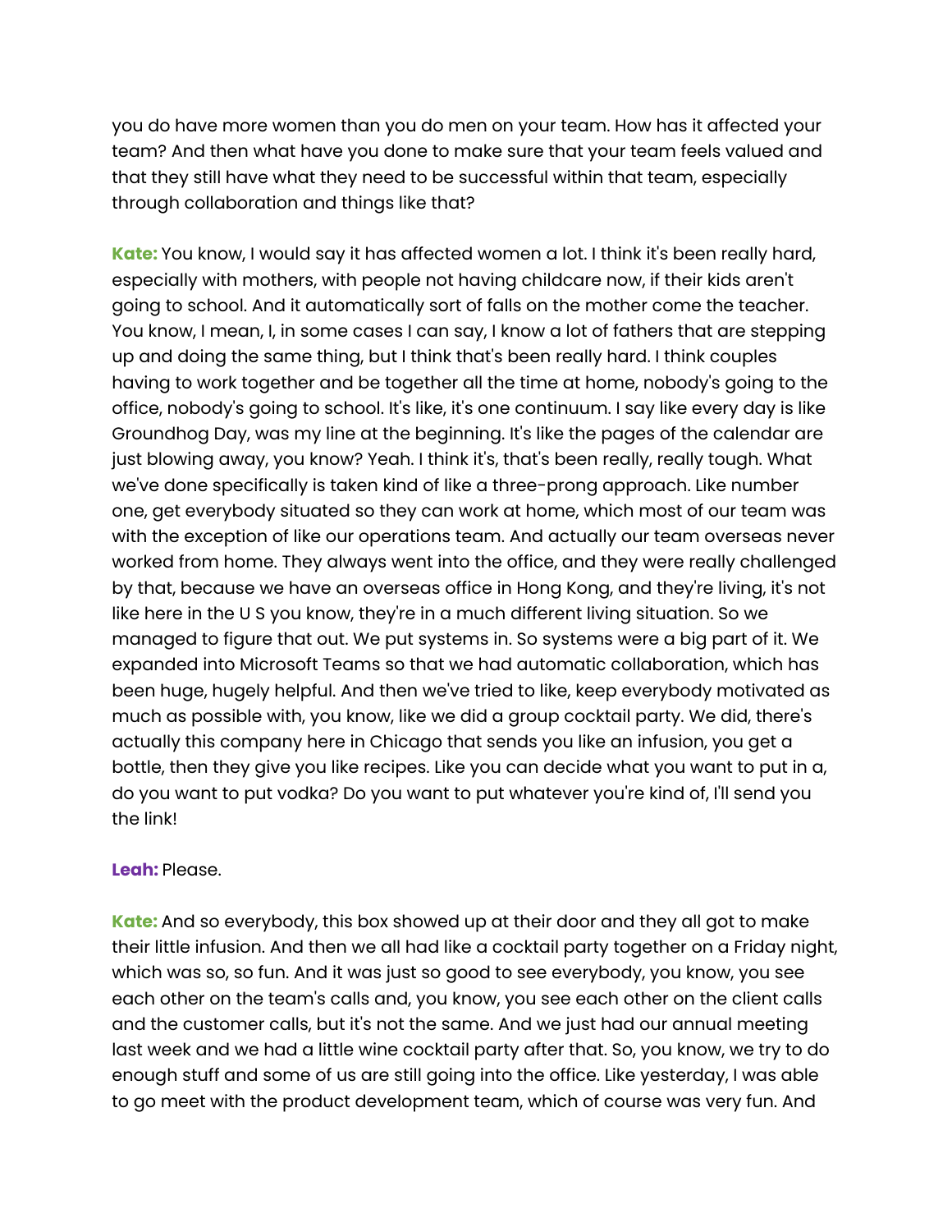you do have more women than you do men on your team. How has it affected your team? And then what have you done to make sure that your team feels valued and that they still have what they need to be successful within that team, especially through collaboration and things like that?

**Kate:** You know, I would say it has affected women a lot. I think it's been really hard, especially with mothers, with people not having childcare now, if their kids aren't going to school. And it automatically sort of falls on the mother come the teacher. You know, I mean, I, in some cases I can say, I know a lot of fathers that are stepping up and doing the same thing, but I think that's been really hard. I think couples having to work together and be together all the time at home, nobody's going to the office, nobody's going to school. It's like, it's one continuum. I say like every day is like Groundhog Day, was my line at the beginning. It's like the pages of the calendar are just blowing away, you know? Yeah. I think it's, that's been really, really tough. What we've done specifically is taken kind of like a three-prong approach. Like number one, get everybody situated so they can work at home, which most of our team was with the exception of like our operations team. And actually our team overseas never worked from home. They always went into the office, and they were really challenged by that, because we have an overseas office in Hong Kong, and they're living, it's not like here in the U S you know, they're in a much different living situation. So we managed to figure that out. We put systems in. So systems were a big part of it. We expanded into Microsoft Teams so that we had automatic collaboration, which has been huge, hugely helpful. And then we've tried to like, keep everybody motivated as much as possible with, you know, like we did a group cocktail party. We did, there's actually this company here in Chicago that sends you like an infusion, you get a bottle, then they give you like recipes. Like you can decide what you want to put in a, do you want to put vodka? Do you want to put whatever you're kind of, I'll send you the link!

**Leah:** Please.

**Kate:** And so everybody, this box showed up at their door and they all got to make their little infusion. And then we all had like a cocktail party together on a Friday night, which was so, so fun. And it was just so good to see everybody, you know, you see each other on the team's calls and, you know, you see each other on the client calls and the customer calls, but it's not the same. And we just had our annual meeting last week and we had a little wine cocktail party after that. So, you know, we try to do enough stuff and some of us are still going into the office. Like yesterday, I was able to go meet with the product development team, which of course was very fun. And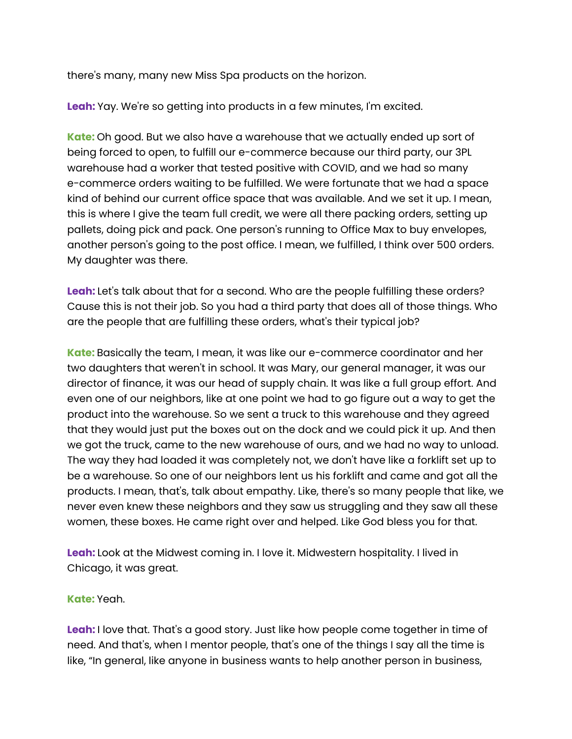there's many, many new Miss Spa products on the horizon.

**Leah:** Yay. We're so getting into products in a few minutes, I'm excited.

**Kate:** Oh good. But we also have a warehouse that we actually ended up sort of being forced to open, to fulfill our e-commerce because our third party, our 3PL warehouse had a worker that tested positive with COVID, and we had so many e-commerce orders waiting to be fulfilled. We were fortunate that we had a space kind of behind our current office space that was available. And we set it up. I mean, this is where I give the team full credit, we were all there packing orders, setting up pallets, doing pick and pack. One person's running to Office Max to buy envelopes, another person's going to the post office. I mean, we fulfilled, I think over 500 orders. My daughter was there.

**Leah:** Let's talk about that for a second. Who are the people fulfilling these orders? Cause this is not their job. So you had a third party that does all of those things. Who are the people that are fulfilling these orders, what's their typical job?

**Kate:** Basically the team, I mean, it was like our e-commerce coordinator and her two daughters that weren't in school. It was Mary, our general manager, it was our director of finance, it was our head of supply chain. It was like a full group effort. And even one of our neighbors, like at one point we had to go figure out a way to get the product into the warehouse. So we sent a truck to this warehouse and they agreed that they would just put the boxes out on the dock and we could pick it up. And then we got the truck, came to the new warehouse of ours, and we had no way to unload. The way they had loaded it was completely not, we don't have like a forklift set up to be a warehouse. So one of our neighbors lent us his forklift and came and got all the products. I mean, that's, talk about empathy. Like, there's so many people that like, we never even knew these neighbors and they saw us struggling and they saw all these women, these boxes. He came right over and helped. Like God bless you for that.

**Leah:** Look at the Midwest coming in. I love it. Midwestern hospitality. I lived in Chicago, it was great.

**Kate:** Yeah.

**Leah:** I love that. That's a good story. Just like how people come together in time of need. And that's, when I mentor people, that's one of the things I say all the time is like, "In general, like anyone in business wants to help another person in business,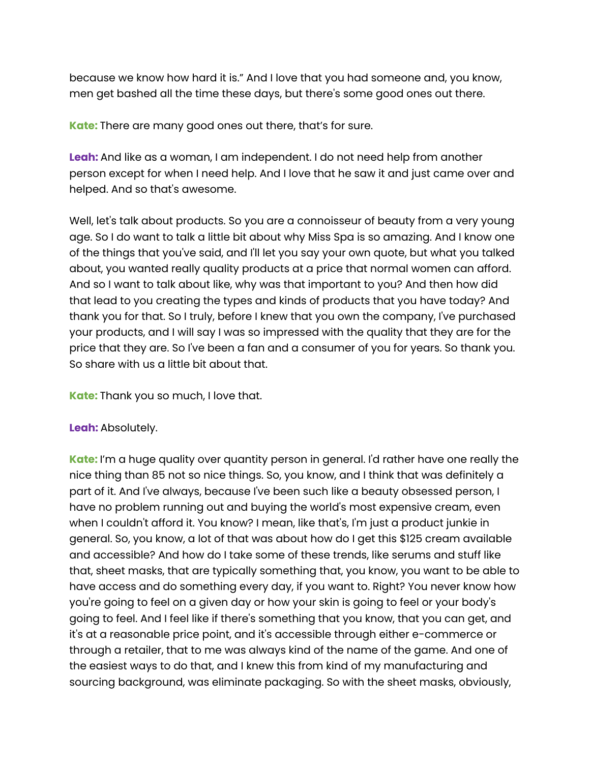because we know how hard it is." And I love that you had someone and, you know, men get bashed all the time these days, but there's some good ones out there.

**Kate:** There are many good ones out there, that's for sure.

**Leah:** And like as a woman, I am independent. I do not need help from another person except for when I need help. And I love that he saw it and just came over and helped. And so that's awesome.

Well, let's talk about products. So you are a connoisseur of beauty from a very young age. So I do want to talk a little bit about why Miss Spa is so amazing. And I know one of the things that you've said, and I'll let you say your own quote, but what you talked about, you wanted really quality products at a price that normal women can afford. And so I want to talk about like, why was that important to you? And then how did that lead to you creating the types and kinds of products that you have today? And thank you for that. So I truly, before I knew that you own the company, I've purchased your products, and I will say I was so impressed with the quality that they are for the price that they are. So I've been a fan and a consumer of you for years. So thank you. So share with us a little bit about that.

**Kate:** Thank you so much, I love that.

**Leah:** Absolutely.

**Kate:** I'm a huge quality over quantity person in general. I'd rather have one really the nice thing than 85 not so nice things. So, you know, and I think that was definitely a part of it. And I've always, because I've been such like a beauty obsessed person, I have no problem running out and buying the world's most expensive cream, even when I couldn't afford it. You know? I mean, like that's, I'm just a product junkie in general. So, you know, a lot of that was about how do I get this $125 cream available and accessible? And how do I take some of these trends, like serums and stuff like that, sheet masks, that are typically something that, you know, you want to be able to have access and do something every day, if you want to. Right? You never know how you're going to feel on a given day or how your skin is going to feel or your body's going to feel. And I feel like if there's something that you know, that you can get, and it's at a reasonable price point, and it's accessible through either e-commerce or through a retailer, that to me was always kind of the name of the game. And one of the easiest ways to do that, and I knew this from kind of my manufacturing and sourcing background, was eliminate packaging. So with the sheet masks, obviously,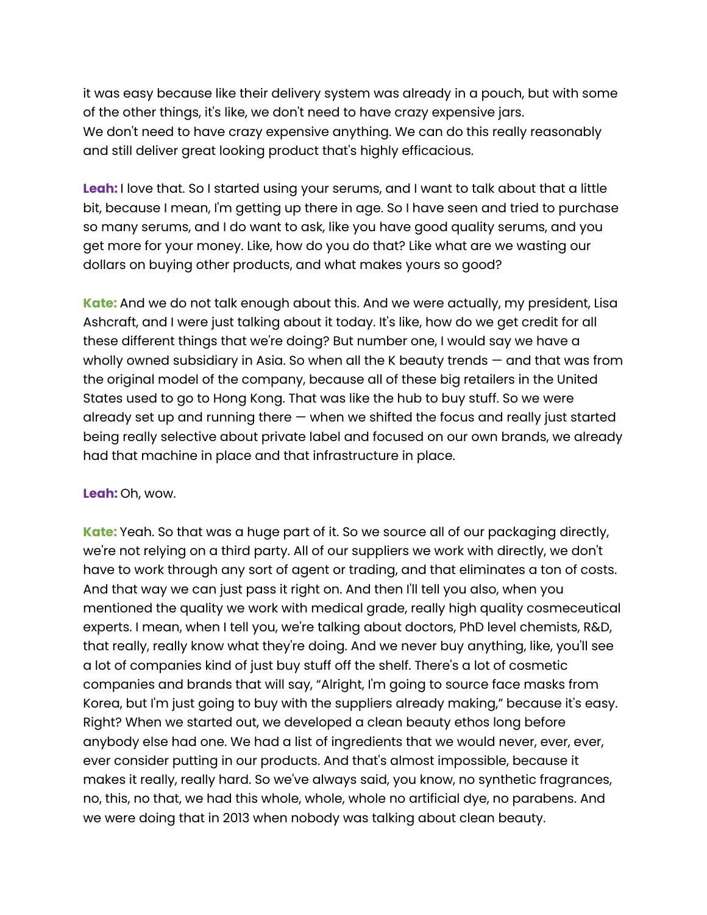it was easy because like their delivery system was already in a pouch, but with some of the other things, it's like, we don't need to have crazy expensive jars. We don't need to have crazy expensive anything. We can do this really reasonably and still deliver great looking product that's highly efficacious.

**Leah:** I love that. So I started using your serums, and I want to talk about that a little bit, because I mean, I'm getting up there in age. So I have seen and tried to purchase so many serums, and I do want to ask, like you have good quality serums, and you get more for your money. Like, how do you do that? Like what are we wasting our dollars on buying other products, and what makes yours so good?

**Kate:** And we do not talk enough about this. And we were actually, my president, Lisa Ashcraft, and I were just talking about it today. It's like, how do we get credit for all these different things that we're doing? But number one, I would say we have a wholly owned subsidiary in Asia. So when all the K beauty trends — and that was from the original model of the company, because all of these big retailers in the United States used to go to Hong Kong. That was like the hub to buy stuff. So we were already set up and running there — when we shifted the focus and really just started being really selective about private label and focused on our own brands, we already had that machine in place and that infrastructure in place.

**Leah:** Oh, wow.

**Kate:** Yeah. So that was a huge part of it. So we source all of our packaging directly, we're not relying on a third party. All of our suppliers we work with directly, we don't have to work through any sort of agent or trading, and that eliminates a ton of costs. And that way we can just pass it right on. And then I'll tell you also, when you mentioned the quality we work with medical grade, really high quality cosmeceutical experts. I mean, when I tell you, we're talking about doctors, PhD level chemists, R&D, that really, really know what they're doing. And we never buy anything, like, you'll see a lot of companies kind of just buy stuff off the shelf. There's a lot of cosmetic companies and brands that will say, "Alright, I'm going to source face masks from Korea, but I'm just going to buy with the suppliers already making," because it's easy. Right? When we started out, we developed a clean beauty ethos long before anybody else had one. We had a list of ingredients that we would never, ever, ever, ever consider putting in our products. And that's almost impossible, because it makes it really, really hard. So we've always said, you know, no synthetic fragrances, no, this, no that, we had this whole, whole, whole no artificial dye, no parabens. And we were doing that in 2013 when nobody was talking about clean beauty.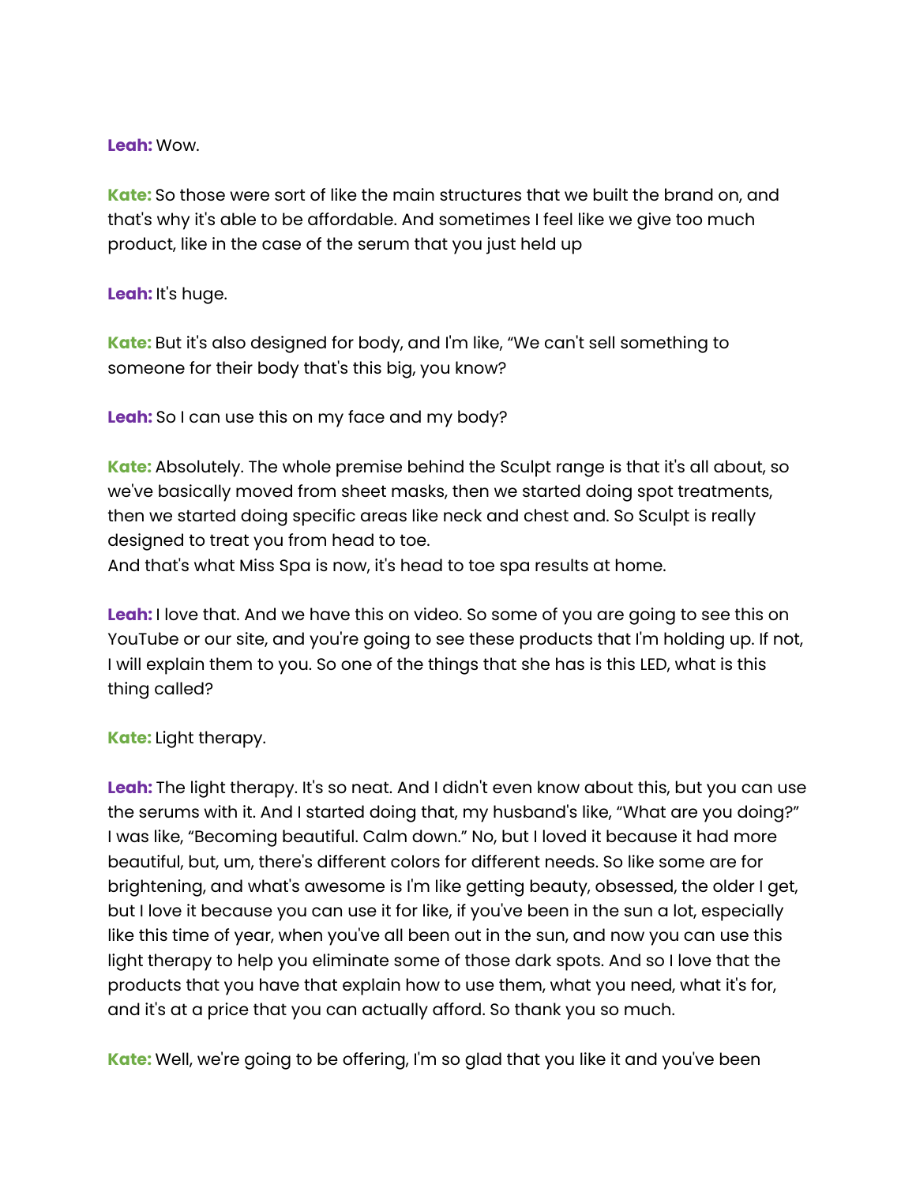**Leah:** Wow.

**Kate:** So those were sort of like the main structures that we built the brand on, and that's why it's able to be affordable. And sometimes I feel like we give too much product, like in the case of the serum that you just held up

**Leah:** It's huge.

**Kate:** But it's also designed for body, and I'm like, "We can't sell something to someone for their body that's this big, you know?

**Leah:** So I can use this on my face and my body?

**Kate:** Absolutely. The whole premise behind the Sculpt range is that it's all about, so we've basically moved from sheet masks, then we started doing spot treatments, then we started doing specific areas like neck and chest and. So Sculpt is really designed to treat you from head to toe.
And that's what Miss Spa is now, it's head to toe spa results at home.

**Leah:** I love that. And we have this on video. So some of you are going to see this on YouTube or our site, and you're going to see these products that I'm holding up. If not, I will explain them to you. So one of the things that she has is this LED, what is this thing called?

**Kate:** Light therapy.

**Leah:** The light therapy. It's so neat. And I didn't even know about this, but you can use the serums with it. And I started doing that, my husband's like, "What are you doing?" I was like, "Becoming beautiful. Calm down." No, but I loved it because it had more beautiful, but, um, there's different colors for different needs. So like some are for brightening, and what's awesome is I'm like getting beauty, obsessed, the older I get, but I love it because you can use it for like, if you've been in the sun a lot, especially like this time of year, when you've all been out in the sun, and now you can use this light therapy to help you eliminate some of those dark spots. And so I love that the products that you have that explain how to use them, what you need, what it's for, and it's at a price that you can actually afford. So thank you so much.

**Kate:** Well, we're going to be offering, I'm so glad that you like it and you've been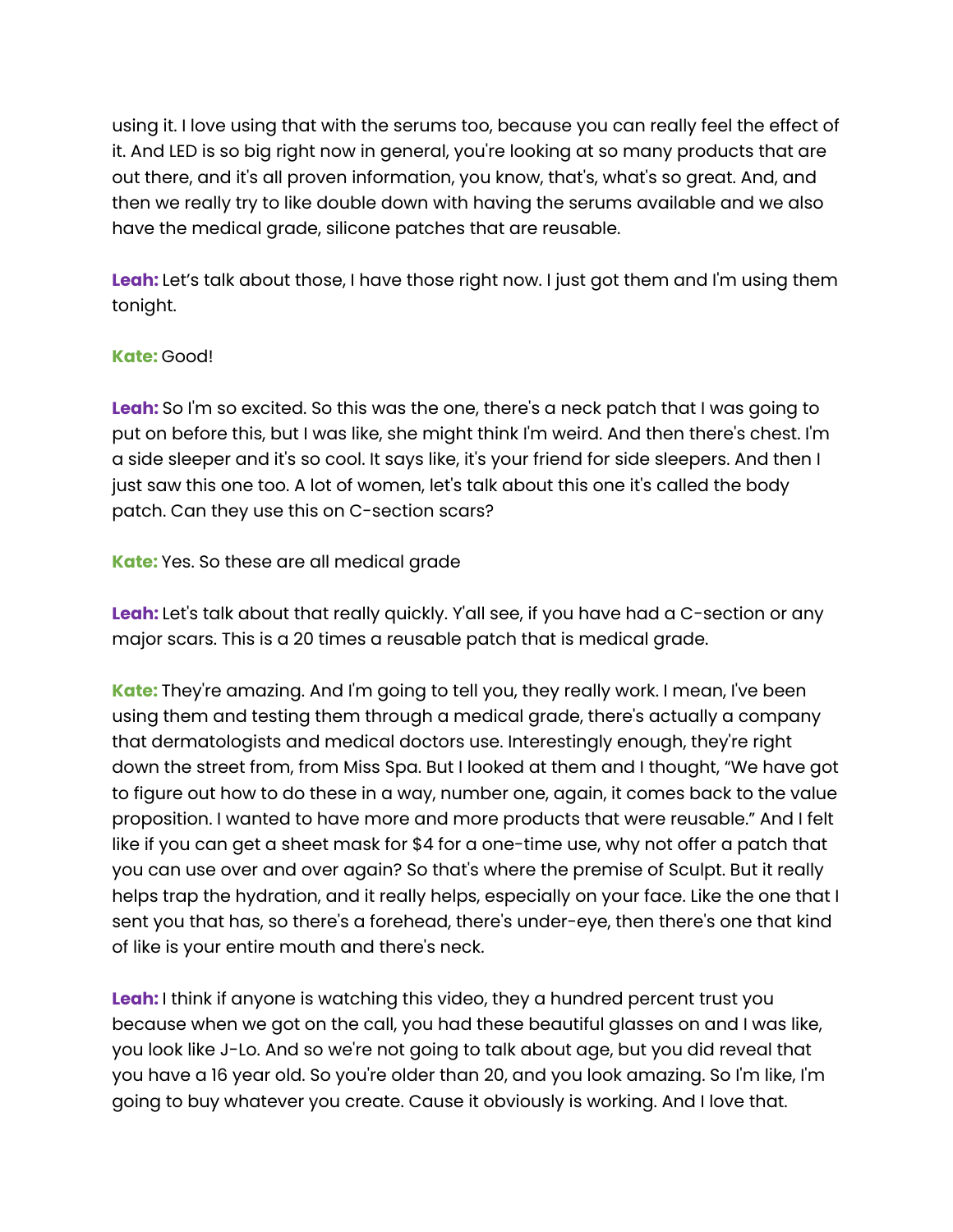using it. I love using that with the serums too, because you can really feel the effect of it. And LED is so big right now in general, you're looking at so many products that are out there, and it's all proven information, you know, that's, what's so great. And, and then we really try to like double down with having the serums available and we also have the medical grade, silicone patches that are reusable.

**Leah:** Let's talk about those, I have those right now. I just got them and I'm using them tonight.

**Kate:** Good!

**Leah:** So I'm so excited. So this was the one, there's a neck patch that I was going to put on before this, but I was like, she might think I'm weird. And then there's chest. I'm a side sleeper and it's so cool. It says like, it's your friend for side sleepers. And then I just saw this one too. A lot of women, let's talk about this one it's called the body patch. Can they use this on C-section scars?

**Kate:** Yes. So these are all medical grade

**Leah:** Let's talk about that really quickly. Y'all see, if you have had a C-section or any major scars. This is a 20 times a reusable patch that is medical grade.

**Kate:** They're amazing. And I'm going to tell you, they really work. I mean, I've been using them and testing them through a medical grade, there's actually a company that dermatologists and medical doctors use. Interestingly enough, they're right down the street from, from Miss Spa. But I looked at them and I thought, "We have got to figure out how to do these in a way, number one, again, it comes back to the value proposition. I wanted to have more and more products that were reusable." And I felt like if you can get a sheet mask for $4 for a one-time use, why not offer a patch that you can use over and over again? So that's where the premise of Sculpt. But it really helps trap the hydration, and it really helps, especially on your face. Like the one that I sent you that has, so there's a forehead, there's under-eye, then there's one that kind of like is your entire mouth and there's neck.

**Leah:** I think if anyone is watching this video, they a hundred percent trust you because when we got on the call, you had these beautiful glasses on and I was like, you look like J-Lo. And so we're not going to talk about age, but you did reveal that you have a 16 year old. So you're older than 20, and you look amazing. So I'm like, I'm going to buy whatever you create. Cause it obviously is working. And I love that.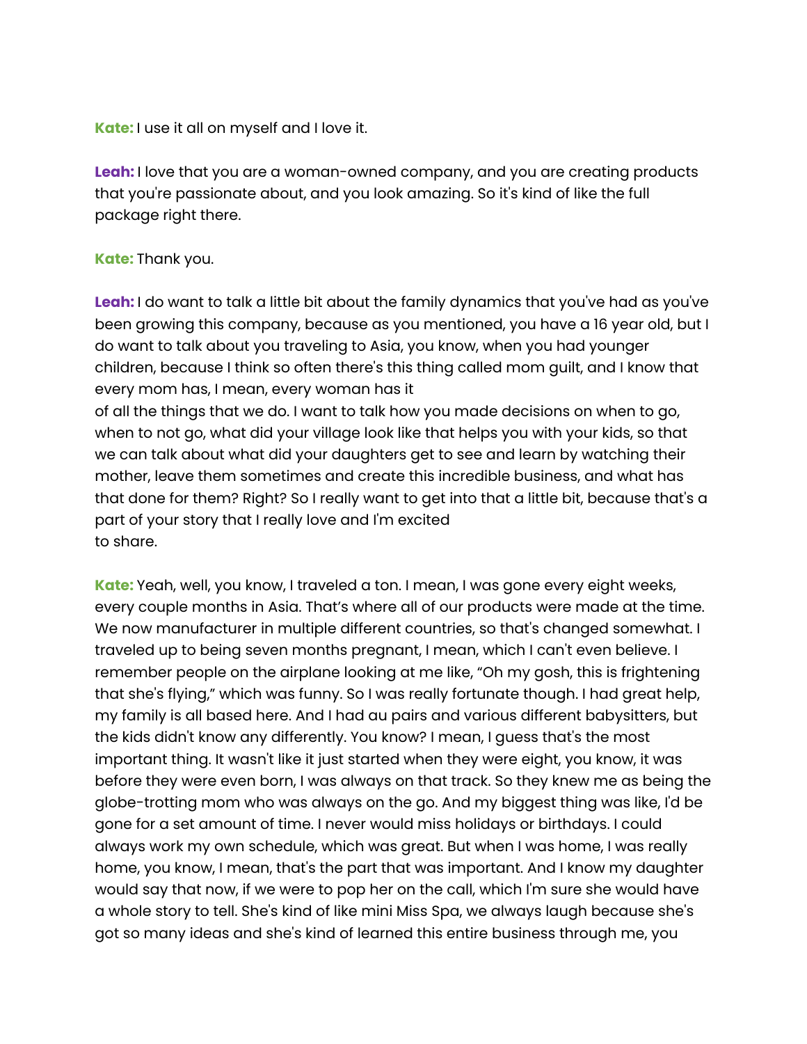**Kate:** I use it all on myself and I love it.

**Leah:** I love that you are a woman-owned company, and you are creating products that you're passionate about, and you look amazing. So it's kind of like the full package right there.

**Kate:** Thank you.

**Leah:** I do want to talk a little bit about the family dynamics that you've had as you've been growing this company, because as you mentioned, you have a 16 year old, but I do want to talk about you traveling to Asia, you know, when you had younger children, because I think so often there's this thing called mom guilt, and I know that every mom has, I mean, every woman has it of all the things that we do. I want to talk how you made decisions on when to go, when to not go, what did your village look like that helps you with your kids, so that we can talk about what did your daughters get to see and learn by watching their mother, leave them sometimes and create this incredible business, and what has that done for them? Right? So I really want to get into that a little bit, because that's a part of your story that I really love and I'm excited to share.

**Kate:** Yeah, well, you know, I traveled a ton. I mean, I was gone every eight weeks, every couple months in Asia. That's where all of our products were made at the time. We now manufacturer in multiple different countries, so that's changed somewhat. I traveled up to being seven months pregnant, I mean, which I can't even believe. I remember people on the airplane looking at me like, "Oh my gosh, this is frightening that she's flying," which was funny. So I was really fortunate though. I had great help, my family is all based here. And I had au pairs and various different babysitters, but the kids didn't know any differently. You know? I mean, I guess that's the most important thing. It wasn't like it just started when they were eight, you know, it was before they were even born, I was always on that track. So they knew me as being the globe-trotting mom who was always on the go. And my biggest thing was like, I'd be gone for a set amount of time. I never would miss holidays or birthdays. I could always work my own schedule, which was great. But when I was home, I was really home, you know, I mean, that's the part that was important. And I know my daughter would say that now, if we were to pop her on the call, which I'm sure she would have a whole story to tell. She's kind of like mini Miss Spa, we always laugh because she's got so many ideas and she's kind of learned this entire business through me, you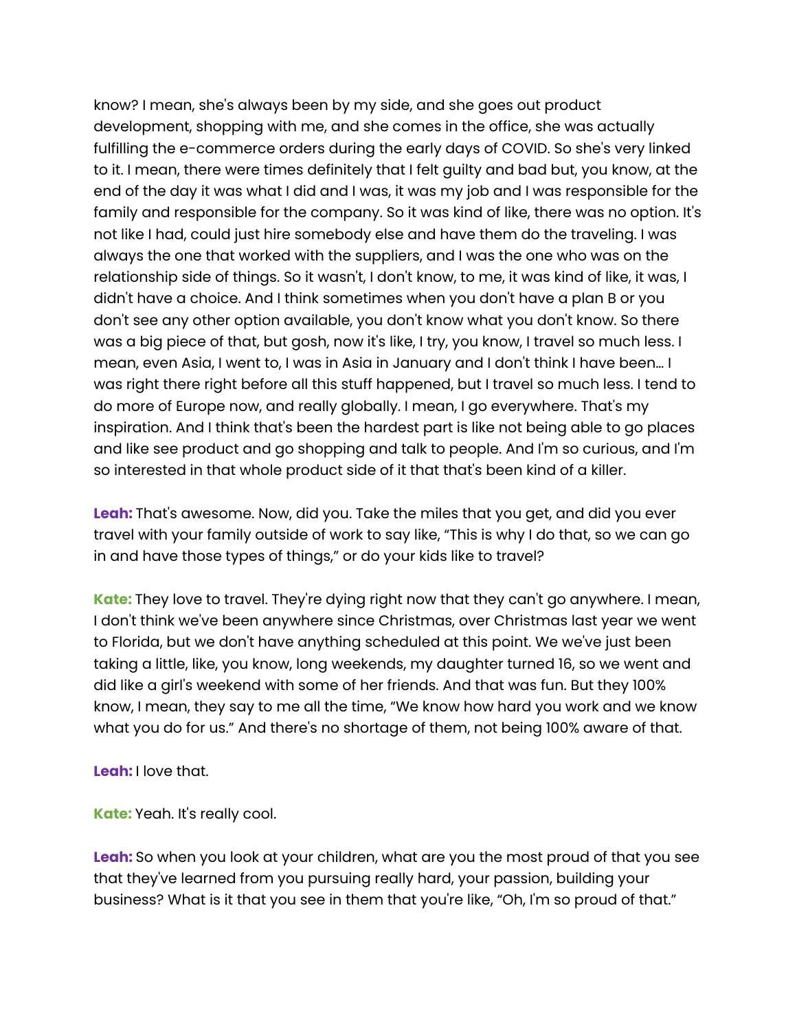know? I mean, she's always been by my side, and she goes out product development, shopping with me, and she comes in the office, she was actually fulfilling the e-commerce orders during the early days of COVID. So she's very linked to it. I mean, there were times definitely that I felt guilty and bad but, you know, at the end of the day it was what I did and I was, it was my job and I was responsible for the family and responsible for the company. So it was kind of like, there was no option. It's not like I had, could just hire somebody else and have them do the traveling. I was always the one that worked with the suppliers, and I was the one who was on the relationship side of things. So it wasn't, I don't know, to me, it was kind of like, it was, I didn't have a choice. And I think sometimes when you don't have a plan B or you don't see any other option available, you don't know what you don't know. So there was a big piece of that, but gosh, now it's like, I try, you know, I travel so much less. I mean, even Asia, I went to, I was in Asia in January and I don't think I have been… I was right there right before all this stuff happened, but I travel so much less. I tend to do more of Europe now, and really globally. I mean, I go everywhere. That's my inspiration. And I think that's been the hardest part is like not being able to go places and like see product and go shopping and talk to people. And I'm so curious, and I'm so interested in that whole product side of it that that's been kind of a killer.

**Leah:** That's awesome. Now, did you. Take the miles that you get, and did you ever travel with your family outside of work to say like, "This is why I do that, so we can go in and have those types of things," or do your kids like to travel?

**Kate:** They love to travel. They're dying right now that they can't go anywhere. I mean, I don't think we've been anywhere since Christmas, over Christmas last year we went to Florida, but we don't have anything scheduled at this point. We we've just been taking a little, like, you know, long weekends, my daughter turned 16, so we went and did like a girl's weekend with some of her friends. And that was fun. But they 100% know, I mean, they say to me all the time, "We know how hard you work and we know what you do for us." And there's no shortage of them, not being 100% aware of that.

**Leah:** I love that.

**Kate:** Yeah. It's really cool.

**Leah:** So when you look at your children, what are you the most proud of that you see that they've learned from you pursuing really hard, your passion, building your business? What is it that you see in them that you're like, "Oh, I'm so proud of that."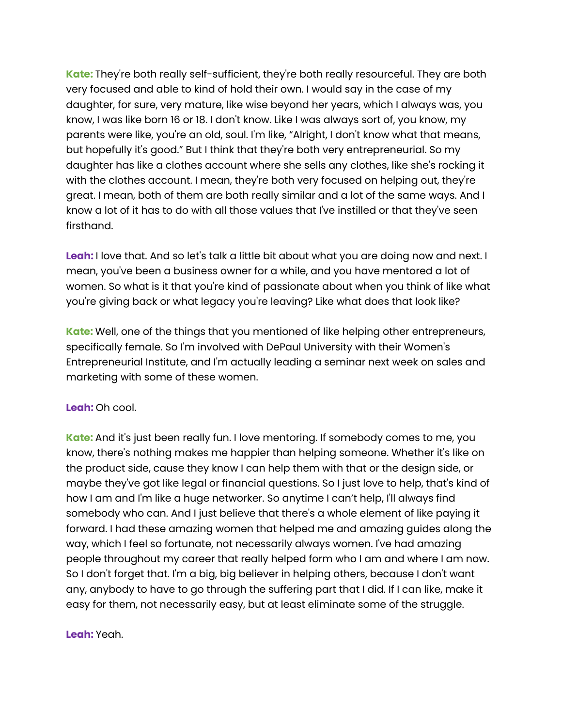**Kate:** They're both really self-sufficient, they're both really resourceful. They are both very focused and able to kind of hold their own. I would say in the case of my daughter, for sure, very mature, like wise beyond her years, which I always was, you know, I was like born 16 or 18. I don't know. Like I was always sort of, you know, my parents were like, you're an old, soul. I'm like, "Alright, I don't know what that means, but hopefully it's good." But I think that they're both very entrepreneurial. So my daughter has like a clothes account where she sells any clothes, like she's rocking it with the clothes account. I mean, they're both very focused on helping out, they're great. I mean, both of them are both really similar and a lot of the same ways. And I know a lot of it has to do with all those values that I've instilled or that they've seen firsthand.

**Leah:** I love that. And so let's talk a little bit about what you are doing now and next. I mean, you've been a business owner for a while, and you have mentored a lot of women. So what is it that you're kind of passionate about when you think of like what you're giving back or what legacy you're leaving? Like what does that look like?

**Kate:** Well, one of the things that you mentioned of like helping other entrepreneurs, specifically female. So I'm involved with DePaul University with their Women's Entrepreneurial Institute, and I'm actually leading a seminar next week on sales and marketing with some of these women.

**Leah:** Oh cool.

**Kate:** And it's just been really fun. I love mentoring. If somebody comes to me, you know, there's nothing makes me happier than helping someone. Whether it's like on the product side, cause they know I can help them with that or the design side, or maybe they've got like legal or financial questions. So I just love to help, that's kind of how I am and I'm like a huge networker. So anytime I can't help, I'll always find somebody who can. And I just believe that there's a whole element of like paying it forward. I had these amazing women that helped me and amazing guides along the way, which I feel so fortunate, not necessarily always women. I've had amazing people throughout my career that really helped form who I am and where I am now. So I don't forget that. I'm a big, big believer in helping others, because I don't want any, anybody to have to go through the suffering part that I did. If I can like, make it easy for them, not necessarily easy, but at least eliminate some of the struggle.

**Leah:** Yeah.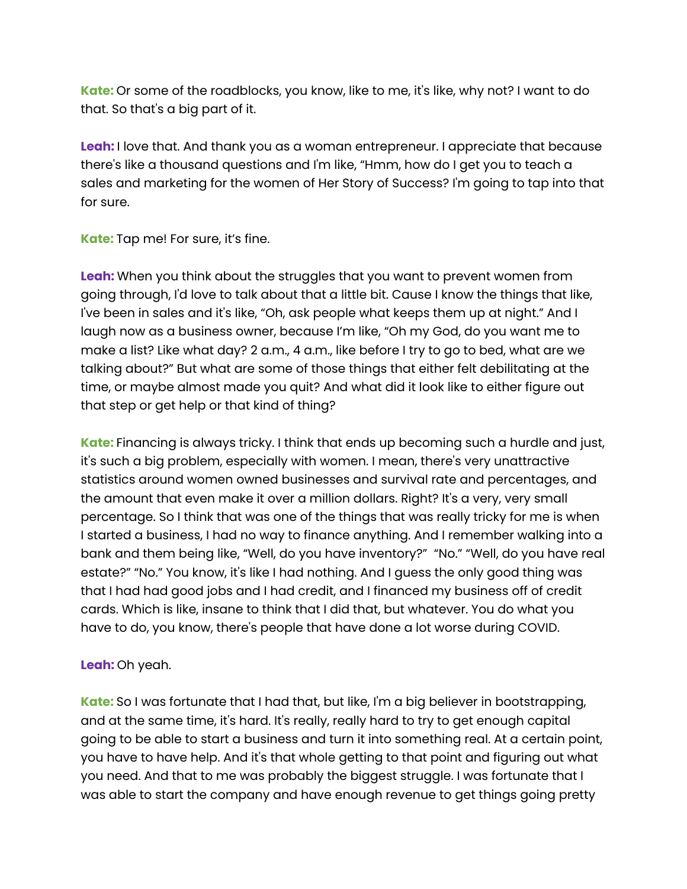**Kate:** Or some of the roadblocks, you know, like to me, it's like, why not? I want to do that. So that's a big part of it.

**Leah:** I love that. And thank you as a woman entrepreneur. I appreciate that because there's like a thousand questions and I'm like, "Hmm, how do I get you to teach a sales and marketing for the women of Her Story of Success? I'm going to tap into that for sure.

**Kate:** Tap me! For sure, it's fine.

**Leah:** When you think about the struggles that you want to prevent women from going through, I'd love to talk about that a little bit. Cause I know the things that like, I've been in sales and it's like, "Oh, ask people what keeps them up at night." And I laugh now as a business owner, because I'm like, "Oh my God, do you want me to make a list? Like what day? 2 a.m., 4 a.m., like before I try to go to bed, what are we talking about?" But what are some of those things that either felt debilitating at the time, or maybe almost made you quit? And what did it look like to either figure out that step or get help or that kind of thing?

**Kate:** Financing is always tricky. I think that ends up becoming such a hurdle and just, it's such a big problem, especially with women. I mean, there's very unattractive statistics around women owned businesses and survival rate and percentages, and the amount that even make it over a million dollars. Right? It's a very, very small percentage. So I think that was one of the things that was really tricky for me is when I started a business, I had no way to finance anything. And I remember walking into a bank and them being like, "Well, do you have inventory?" "No." "Well, do you have real estate?" "No." You know, it's like I had nothing. And I guess the only good thing was that I had had good jobs and I had credit, and I financed my business off of credit cards. Which is like, insane to think that I did that, but whatever. You do what you have to do, you know, there's people that have done a lot worse during COVID.

**Leah:** Oh yeah.

**Kate:** So I was fortunate that I had that, but like, I'm a big believer in bootstrapping, and at the same time, it's hard. It's really, really hard to try to get enough capital going to be able to start a business and turn it into something real. At a certain point, you have to have help. And it's that whole getting to that point and figuring out what you need. And that to me was probably the biggest struggle. I was fortunate that I was able to start the company and have enough revenue to get things going pretty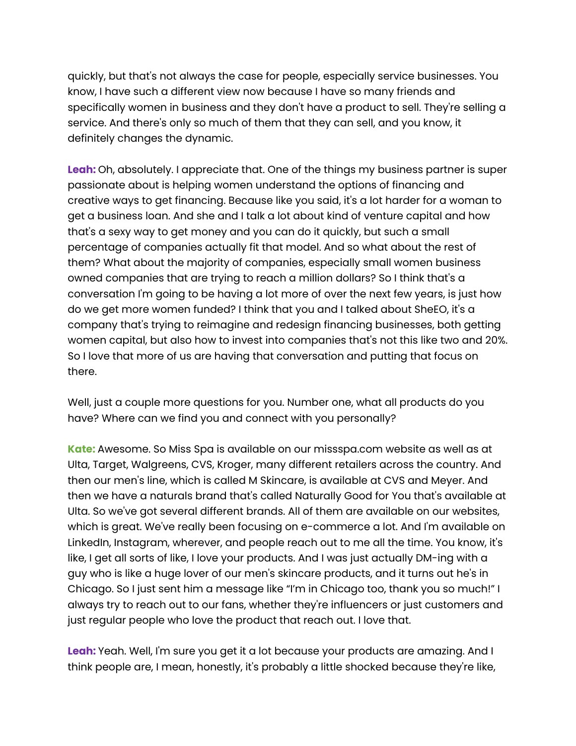quickly, but that's not always the case for people, especially service businesses. You know, I have such a different view now because I have so many friends and specifically women in business and they don't have a product to sell. They're selling a service. And there's only so much of them that they can sell, and you know, it definitely changes the dynamic.

**Leah:** Oh, absolutely. I appreciate that. One of the things my business partner is super passionate about is helping women understand the options of financing and creative ways to get financing. Because like you said, it's a lot harder for a woman to get a business loan. And she and I talk a lot about kind of venture capital and how that's a sexy way to get money and you can do it quickly, but such a small percentage of companies actually fit that model. And so what about the rest of them? What about the majority of companies, especially small women business owned companies that are trying to reach a million dollars? So I think that's a conversation I'm going to be having a lot more of over the next few years, is just how do we get more women funded? I think that you and I talked about SheEO, it's a company that's trying to reimagine and redesign financing businesses, both getting women capital, but also how to invest into companies that's not this like two and 20%. So I love that more of us are having that conversation and putting that focus on there.

Well, just a couple more questions for you. Number one, what all products do you have? Where can we find you and connect with you personally?

**Kate:** Awesome. So Miss Spa is available on our missspa.com website as well as at Ulta, Target, Walgreens, CVS, Kroger, many different retailers across the country. And then our men's line, which is called M Skincare, is available at CVS and Meyer. And then we have a naturals brand that's called Naturally Good for You that's available at Ulta. So we've got several different brands. All of them are available on our websites, which is great. We've really been focusing on e-commerce a lot. And I'm available on LinkedIn, Instagram, wherever, and people reach out to me all the time. You know, it's like, I get all sorts of like, I love your products. And I was just actually DM-ing with a guy who is like a huge lover of our men's skincare products, and it turns out he's in Chicago. So I just sent him a message like "I'm in Chicago too, thank you so much!" I always try to reach out to our fans, whether they're influencers or just customers and just regular people who love the product that reach out. I love that.

**Leah:** Yeah. Well, I'm sure you get it a lot because your products are amazing. And I think people are, I mean, honestly, it's probably a little shocked because they're like,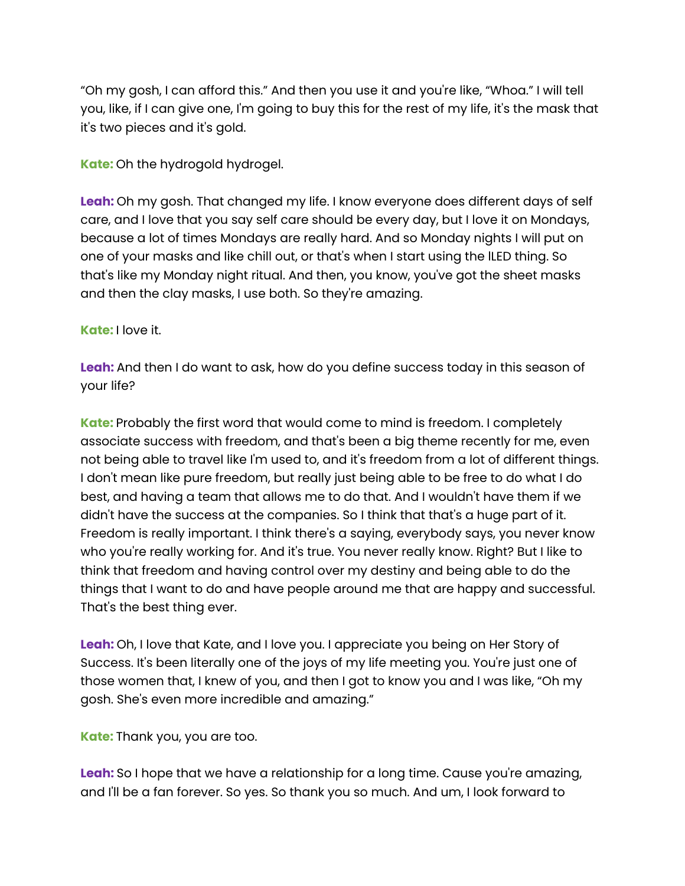"Oh my gosh, I can afford this." And then you use it and you're like, "Whoa." I will tell you, like, if I can give one, I'm going to buy this for the rest of my life, it's the mask that it's two pieces and it's gold.

**Kate:** Oh the hydrogold hydrogel.

**Leah:** Oh my gosh. That changed my life. I know everyone does different days of self care, and I love that you say self care should be every day, but I love it on Mondays, because a lot of times Mondays are really hard. And so Monday nights I will put on one of your masks and like chill out, or that's when I start using the lLED thing. So that's like my Monday night ritual. And then, you know, you've got the sheet masks and then the clay masks, I use both. So they're amazing.

**Kate:** I love it.

**Leah:** And then I do want to ask, how do you define success today in this season of your life?

**Kate:** Probably the first word that would come to mind is freedom. I completely associate success with freedom, and that's been a big theme recently for me, even not being able to travel like I'm used to, and it's freedom from a lot of different things. I don't mean like pure freedom, but really just being able to be free to do what I do best, and having a team that allows me to do that. And I wouldn't have them if we didn't have the success at the companies. So I think that that's a huge part of it. Freedom is really important. I think there's a saying, everybody says, you never know who you're really working for. And it's true. You never really know. Right? But I like to think that freedom and having control over my destiny and being able to do the things that I want to do and have people around me that are happy and successful. That's the best thing ever.

**Leah:** Oh, I love that Kate, and I love you. I appreciate you being on Her Story of Success. It's been literally one of the joys of my life meeting you. You're just one of those women that, I knew of you, and then I got to know you and I was like, "Oh my gosh. She's even more incredible and amazing."

**Kate:** Thank you, you are too.

**Leah:** So I hope that we have a relationship for a long time. Cause you're amazing, and I'll be a fan forever. So yes. So thank you so much. And um, I look forward to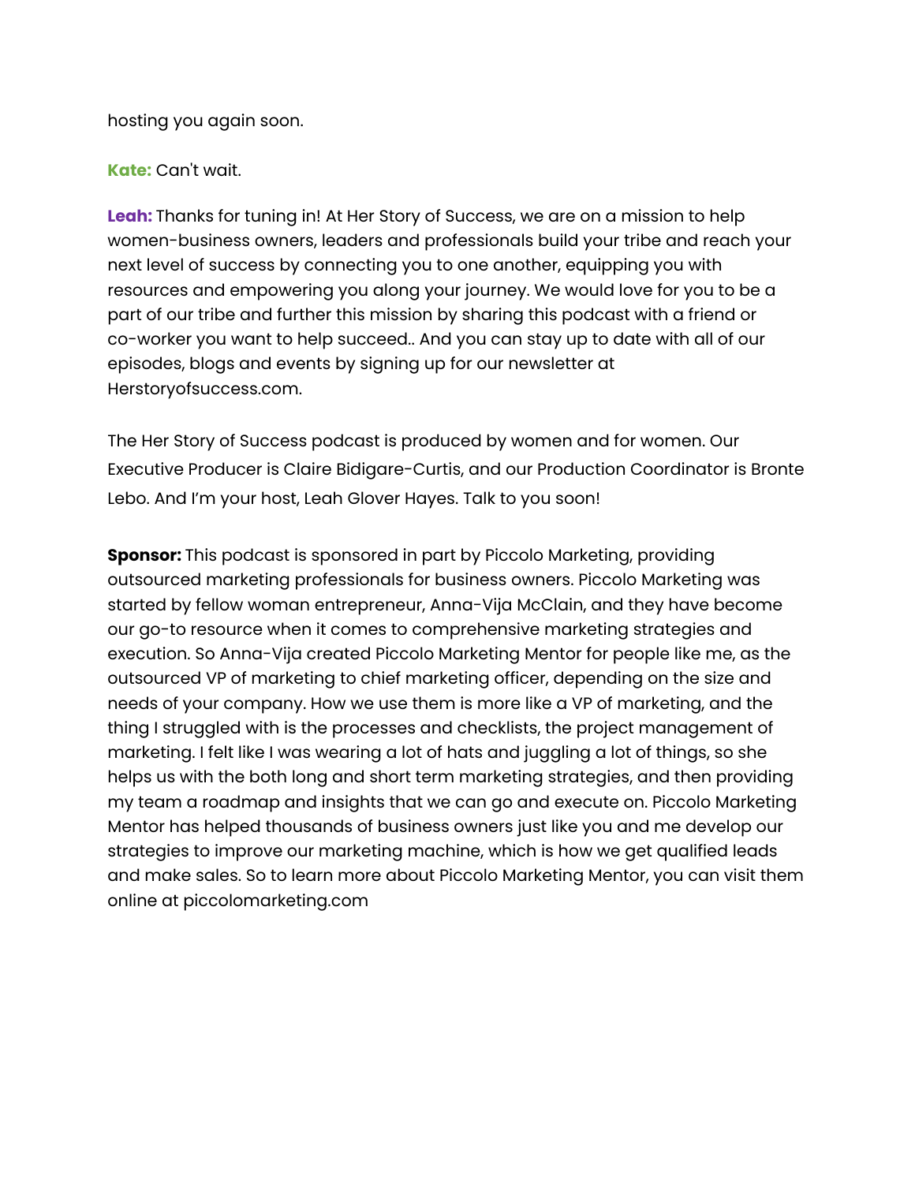hosting you again soon.

**Kate:** Can't wait.

**Leah:** Thanks for tuning in! At Her Story of Success, we are on a mission to help women-business owners, leaders and professionals build your tribe and reach your next level of success by connecting you to one another, equipping you with resources and empowering you along your journey. We would love for you to be a part of our tribe and further this mission by sharing this podcast with a friend or co-worker you want to help succeed.. And you can stay up to date with all of our episodes, blogs and events by signing up for our newsletter at Herstoryofsuccess.com.

The Her Story of Success podcast is produced by women and for women. Our Executive Producer is Claire Bidigare-Curtis, and our Production Coordinator is Bronte Lebo. And I'm your host, Leah Glover Hayes. Talk to you soon!

**Sponsor:** This podcast is sponsored in part by Piccolo Marketing, providing outsourced marketing professionals for business owners. Piccolo Marketing was started by fellow woman entrepreneur, Anna-Vija McClain, and they have become our go-to resource when it comes to comprehensive marketing strategies and execution. So Anna-Vija created Piccolo Marketing Mentor for people like me, as the outsourced VP of marketing to chief marketing officer, depending on the size and needs of your company. How we use them is more like a VP of marketing, and the thing I struggled with is the processes and checklists, the project management of marketing. I felt like I was wearing a lot of hats and juggling a lot of things, so she helps us with the both long and short term marketing strategies, and then providing my team a roadmap and insights that we can go and execute on. Piccolo Marketing Mentor has helped thousands of business owners just like you and me develop our strategies to improve our marketing machine, which is how we get qualified leads and make sales. So to learn more about Piccolo Marketing Mentor, you can visit them online at piccolomarketing.com